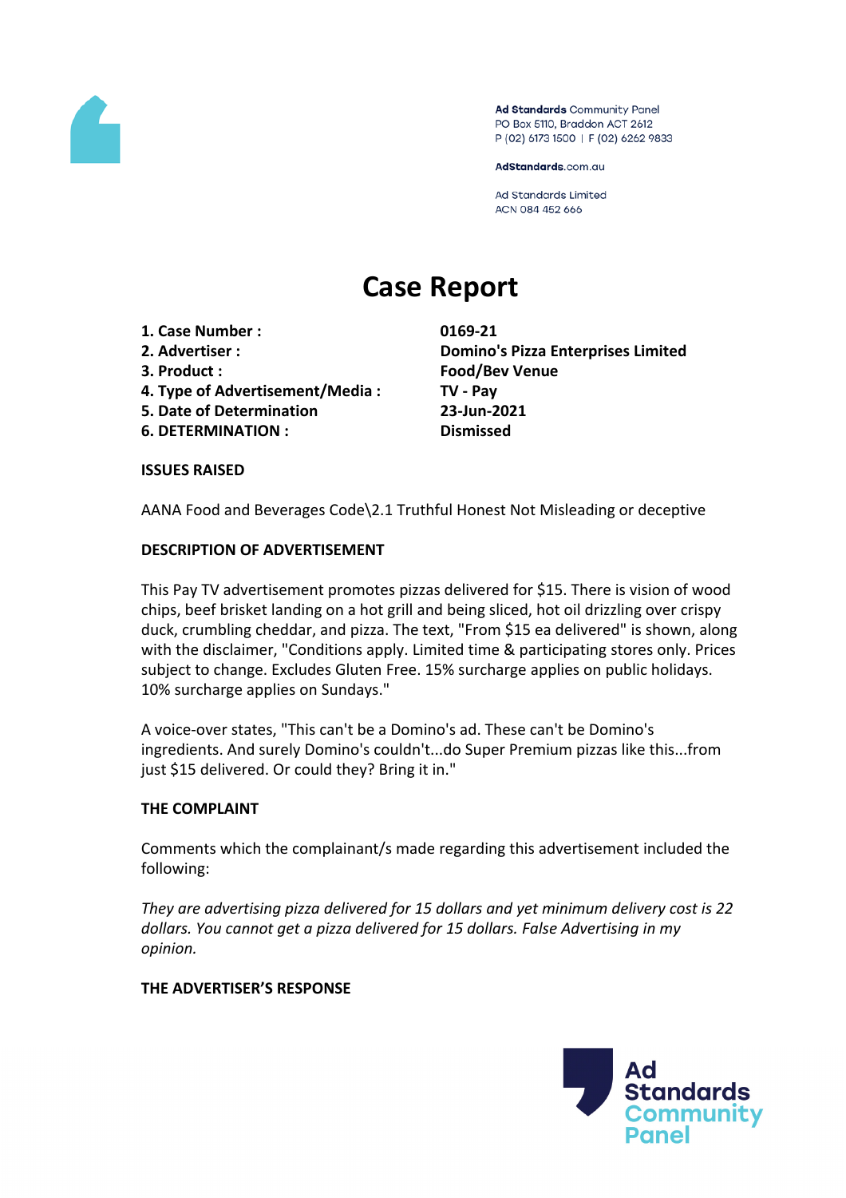Ad Standards Community Panel
PO Box 5110, Braddon ACT 2612
P (02) 6173 1500 | F (02) 6262 9833

AdStandards.com.au

Ad Standards Limited
ACN 084 452 666

# Case Report

| | |
|---|---|
| **1. Case Number :** | **0169-21** |
| **2. Advertiser :** | **Domino's Pizza Enterprises Limited** |
| **3. Product :** | **Food/Bev Venue** |
| **4. Type of Advertisement/Media :** | **TV - Pay** |
| **5. Date of Determination** | **23-Jun-2021** |
| **6. DETERMINATION :** | **Dismissed** |

**ISSUES RAISED**

AANA Food and Beverages Code\2.1 Truthful Honest Not Misleading or deceptive

**DESCRIPTION OF ADVERTISEMENT**

This Pay TV advertisement promotes pizzas delivered for $15. There is vision of wood chips, beef brisket landing on a hot grill and being sliced, hot oil drizzling over crispy duck, crumbling cheddar, and pizza. The text, "From $15 ea delivered" is shown, along with the disclaimer, "Conditions apply. Limited time & participating stores only. Prices subject to change. Excludes Gluten Free. 15% surcharge applies on public holidays. 10% surcharge applies on Sundays."

A voice-over states, "This can't be a Domino's ad. These can't be Domino's ingredients. And surely Domino's couldn't...do Super Premium pizzas like this...from just $15 delivered. Or could they? Bring it in."

**THE COMPLAINT**

Comments which the complainant/s made regarding this advertisement included the following:

*They are advertising pizza delivered for 15 dollars and yet minimum delivery cost is 22 dollars. You cannot get a pizza delivered for 15 dollars. False Advertising in my opinion.*

**THE ADVERTISER'S RESPONSE**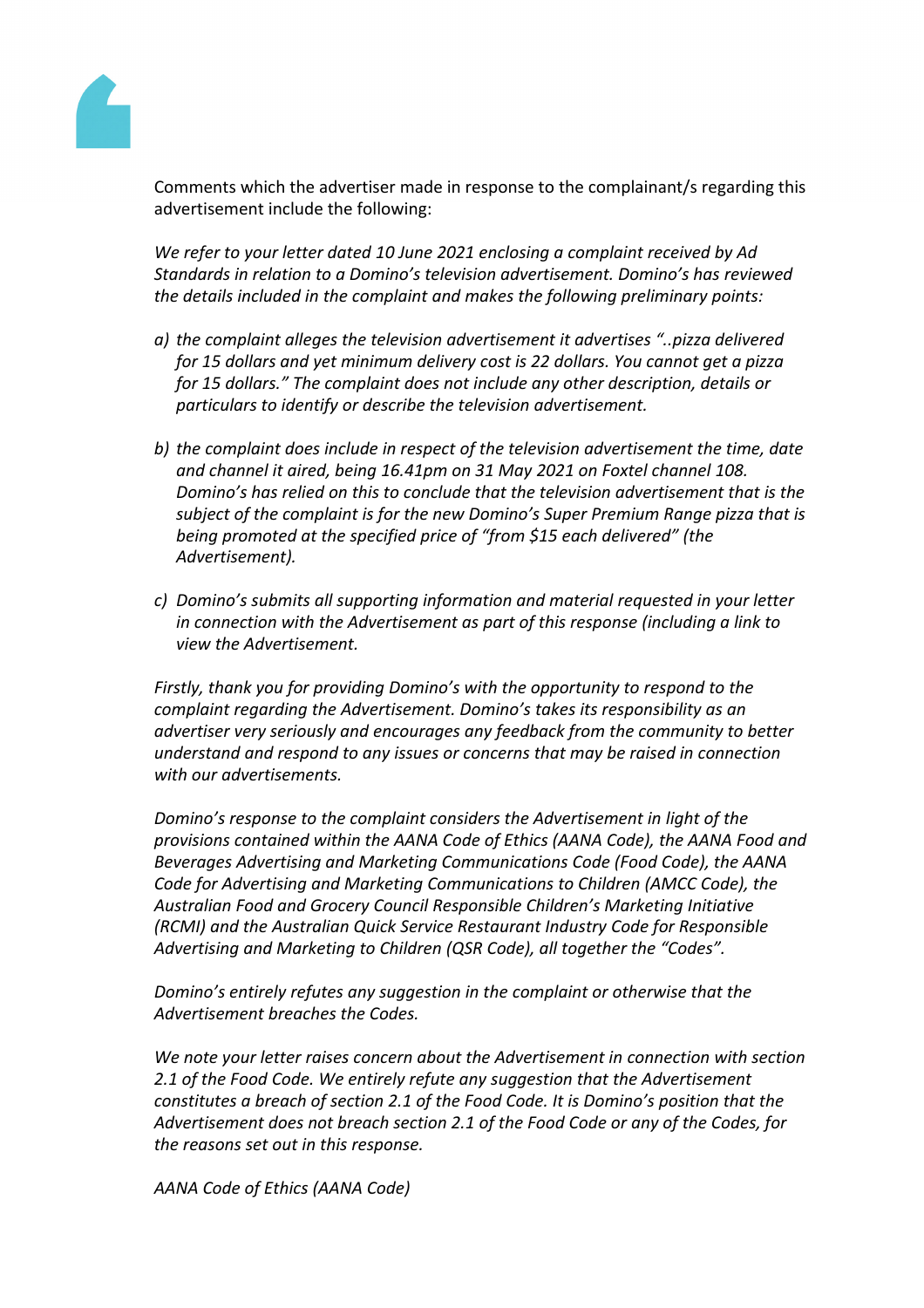Comments which the advertiser made in response to the complainant/s regarding this advertisement include the following:

*We refer to your letter dated 10 June 2021 enclosing a complaint received by Ad Standards in relation to a Domino's television advertisement. Domino's has reviewed the details included in the complaint and makes the following preliminary points:*

*a) the complaint alleges the television advertisement it advertises "..pizza delivered for 15 dollars and yet minimum delivery cost is 22 dollars. You cannot get a pizza for 15 dollars." The complaint does not include any other description, details or particulars to identify or describe the television advertisement.*

*b) the complaint does include in respect of the television advertisement the time, date and channel it aired, being 16.41pm on 31 May 2021 on Foxtel channel 108. Domino's has relied on this to conclude that the television advertisement that is the subject of the complaint is for the new Domino's Super Premium Range pizza that is being promoted at the specified price of "from $15 each delivered" (the Advertisement).*

*c) Domino's submits all supporting information and material requested in your letter in connection with the Advertisement as part of this response (including a link to view the Advertisement.*

*Firstly, thank you for providing Domino's with the opportunity to respond to the complaint regarding the Advertisement. Domino's takes its responsibility as an advertiser very seriously and encourages any feedback from the community to better understand and respond to any issues or concerns that may be raised in connection with our advertisements.*

*Domino's response to the complaint considers the Advertisement in light of the provisions contained within the AANA Code of Ethics (AANA Code), the AANA Food and Beverages Advertising and Marketing Communications Code (Food Code), the AANA Code for Advertising and Marketing Communications to Children (AMCC Code), the Australian Food and Grocery Council Responsible Children's Marketing Initiative (RCMI) and the Australian Quick Service Restaurant Industry Code for Responsible Advertising and Marketing to Children (QSR Code), all together the "Codes".*

*Domino's entirely refutes any suggestion in the complaint or otherwise that the Advertisement breaches the Codes.*

*We note your letter raises concern about the Advertisement in connection with section 2.1 of the Food Code. We entirely refute any suggestion that the Advertisement constitutes a breach of section 2.1 of the Food Code. It is Domino's position that the Advertisement does not breach section 2.1 of the Food Code or any of the Codes, for the reasons set out in this response.*

*AANA Code of Ethics (AANA Code)*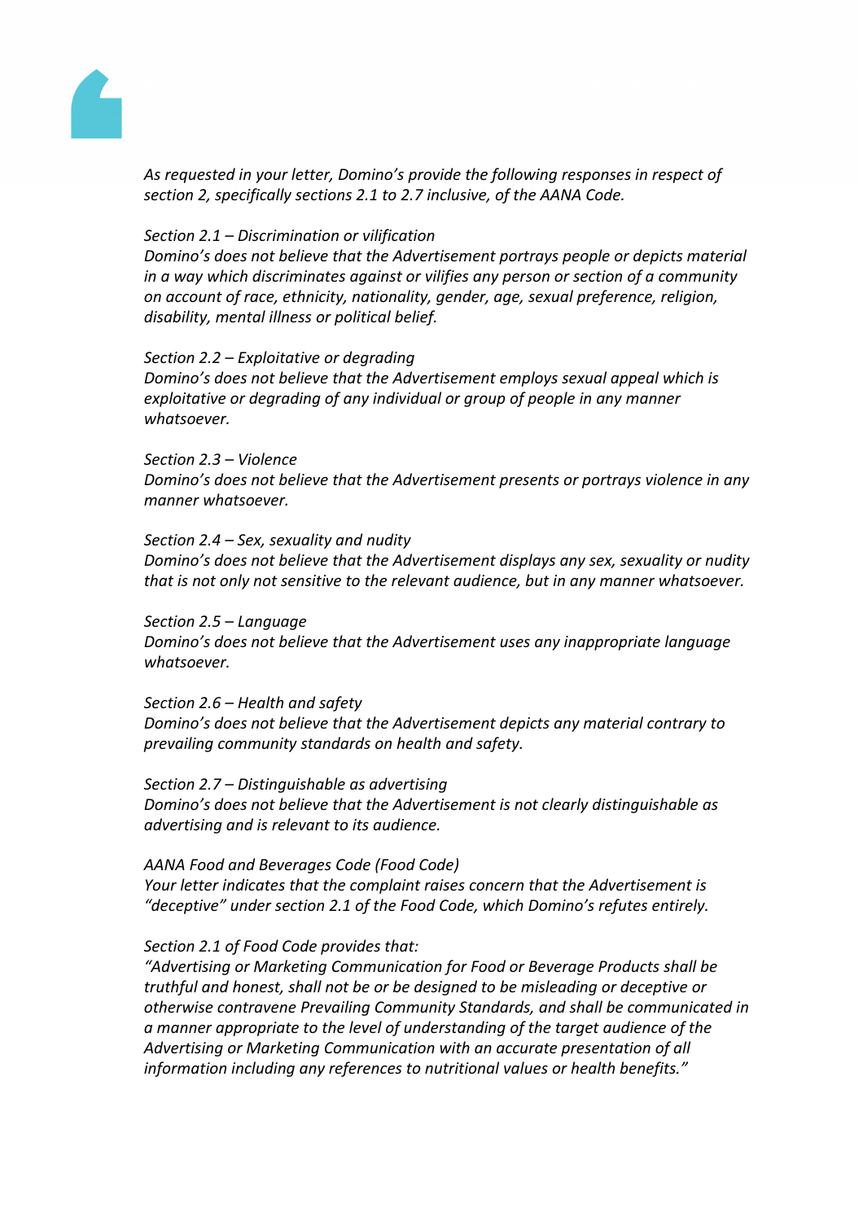*As requested in your letter, Domino's provide the following responses in respect of section 2, specifically sections 2.1 to 2.7 inclusive, of the AANA Code.*

*Section 2.1 – Discrimination or vilification*
*Domino's does not believe that the Advertisement portrays people or depicts material in a way which discriminates against or vilifies any person or section of a community on account of race, ethnicity, nationality, gender, age, sexual preference, religion, disability, mental illness or political belief.*

*Section 2.2 – Exploitative or degrading*
*Domino's does not believe that the Advertisement employs sexual appeal which is exploitative or degrading of any individual or group of people in any manner whatsoever.*

*Section 2.3 – Violence*
*Domino's does not believe that the Advertisement presents or portrays violence in any manner whatsoever.*

*Section 2.4 – Sex, sexuality and nudity*
*Domino's does not believe that the Advertisement displays any sex, sexuality or nudity that is not only not sensitive to the relevant audience, but in any manner whatsoever.*

*Section 2.5 – Language*
*Domino's does not believe that the Advertisement uses any inappropriate language whatsoever.*

*Section 2.6 – Health and safety*
*Domino's does not believe that the Advertisement depicts any material contrary to prevailing community standards on health and safety.*

*Section 2.7 – Distinguishable as advertising*
*Domino's does not believe that the Advertisement is not clearly distinguishable as advertising and is relevant to its audience.*

*AANA Food and Beverages Code (Food Code)*
*Your letter indicates that the complaint raises concern that the Advertisement is "deceptive" under section 2.1 of the Food Code, which Domino's refutes entirely.*

*Section 2.1 of Food Code provides that:*
*"Advertising or Marketing Communication for Food or Beverage Products shall be truthful and honest, shall not be or be designed to be misleading or deceptive or otherwise contravene Prevailing Community Standards, and shall be communicated in a manner appropriate to the level of understanding of the target audience of the Advertising or Marketing Communication with an accurate presentation of all information including any references to nutritional values or health benefits."*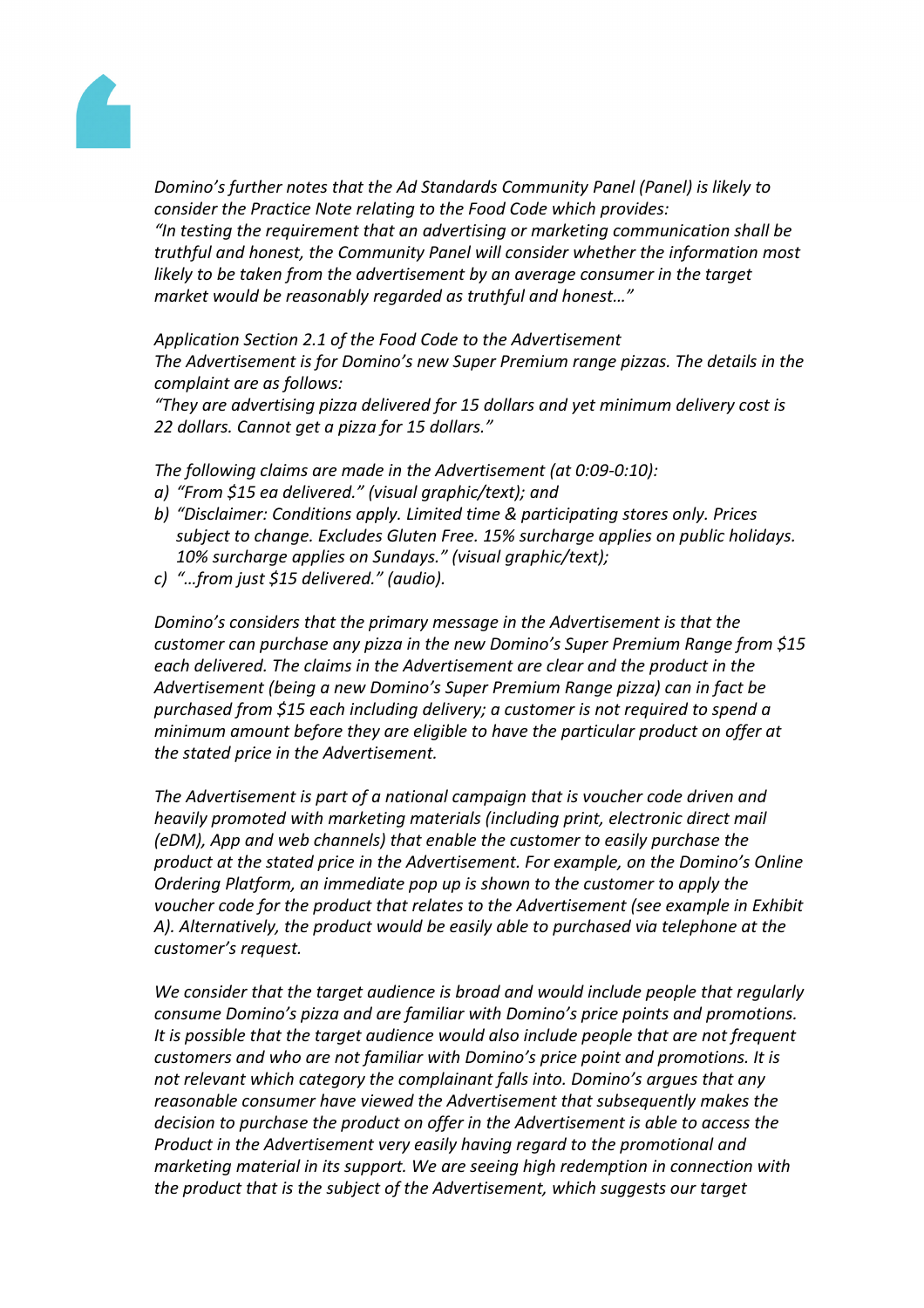*Domino's further notes that the Ad Standards Community Panel (Panel) is likely to consider the Practice Note relating to the Food Code which provides:*
*"In testing the requirement that an advertising or marketing communication shall be truthful and honest, the Community Panel will consider whether the information most likely to be taken from the advertisement by an average consumer in the target market would be reasonably regarded as truthful and honest…"*

*Application Section 2.1 of the Food Code to the Advertisement*
*The Advertisement is for Domino's new Super Premium range pizzas. The details in the complaint are as follows:*
*"They are advertising pizza delivered for 15 dollars and yet minimum delivery cost is 22 dollars. Cannot get a pizza for 15 dollars."*

*The following claims are made in the Advertisement (at 0:09-0:10):*

a) *"From $15 ea delivered." (visual graphic/text); and*
b) *"Disclaimer: Conditions apply. Limited time & participating stores only. Prices subject to change. Excludes Gluten Free. 15% surcharge applies on public holidays. 10% surcharge applies on Sundays." (visual graphic/text);*
c) *"…from just $15 delivered." (audio).*

*Domino's considers that the primary message in the Advertisement is that the customer can purchase any pizza in the new Domino's Super Premium Range from $15 each delivered. The claims in the Advertisement are clear and the product in the Advertisement (being a new Domino's Super Premium Range pizza) can in fact be purchased from $15 each including delivery; a customer is not required to spend a minimum amount before they are eligible to have the particular product on offer at the stated price in the Advertisement.*

*The Advertisement is part of a national campaign that is voucher code driven and heavily promoted with marketing materials (including print, electronic direct mail (eDM), App and web channels) that enable the customer to easily purchase the product at the stated price in the Advertisement. For example, on the Domino's Online Ordering Platform, an immediate pop up is shown to the customer to apply the voucher code for the product that relates to the Advertisement (see example in Exhibit A). Alternatively, the product would be easily able to purchased via telephone at the customer's request.*

*We consider that the target audience is broad and would include people that regularly consume Domino's pizza and are familiar with Domino's price points and promotions. It is possible that the target audience would also include people that are not frequent customers and who are not familiar with Domino's price point and promotions. It is not relevant which category the complainant falls into. Domino's argues that any reasonable consumer have viewed the Advertisement that subsequently makes the decision to purchase the product on offer in the Advertisement is able to access the Product in the Advertisement very easily having regard to the promotional and marketing material in its support. We are seeing high redemption in connection with the product that is the subject of the Advertisement, which suggests our target*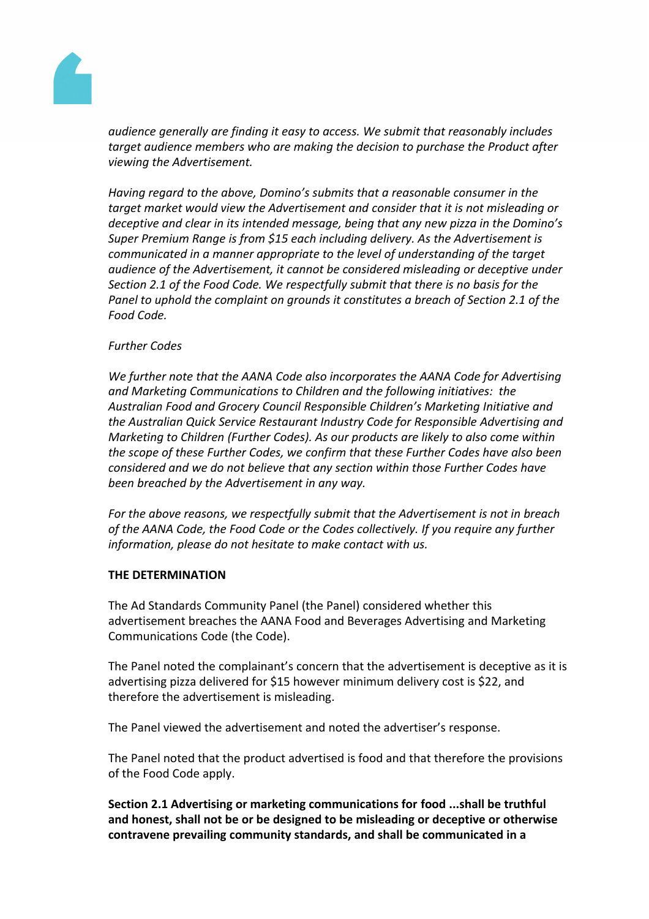*audience generally are finding it easy to access. We submit that reasonably includes target audience members who are making the decision to purchase the Product after viewing the Advertisement.*

*Having regard to the above, Domino's submits that a reasonable consumer in the target market would view the Advertisement and consider that it is not misleading or deceptive and clear in its intended message, being that any new pizza in the Domino's Super Premium Range is from $15 each including delivery. As the Advertisement is communicated in a manner appropriate to the level of understanding of the target audience of the Advertisement, it cannot be considered misleading or deceptive under Section 2.1 of the Food Code. We respectfully submit that there is no basis for the Panel to uphold the complaint on grounds it constitutes a breach of Section 2.1 of the Food Code.*

*Further Codes*

*We further note that the AANA Code also incorporates the AANA Code for Advertising and Marketing Communications to Children and the following initiatives: the Australian Food and Grocery Council Responsible Children's Marketing Initiative and the Australian Quick Service Restaurant Industry Code for Responsible Advertising and Marketing to Children (Further Codes). As our products are likely to also come within the scope of these Further Codes, we confirm that these Further Codes have also been considered and we do not believe that any section within those Further Codes have been breached by the Advertisement in any way.*

*For the above reasons, we respectfully submit that the Advertisement is not in breach of the AANA Code, the Food Code or the Codes collectively. If you require any further information, please do not hesitate to make contact with us.*

**THE DETERMINATION**

The Ad Standards Community Panel (the Panel) considered whether this advertisement breaches the AANA Food and Beverages Advertising and Marketing Communications Code (the Code).

The Panel noted the complainant's concern that the advertisement is deceptive as it is advertising pizza delivered for $15 however minimum delivery cost is $22, and therefore the advertisement is misleading.

The Panel viewed the advertisement and noted the advertiser's response.

The Panel noted that the product advertised is food and that therefore the provisions of the Food Code apply.

**Section 2.1 Advertising or marketing communications for food ...shall be truthful and honest, shall not be or be designed to be misleading or deceptive or otherwise contravene prevailing community standards, and shall be communicated in a**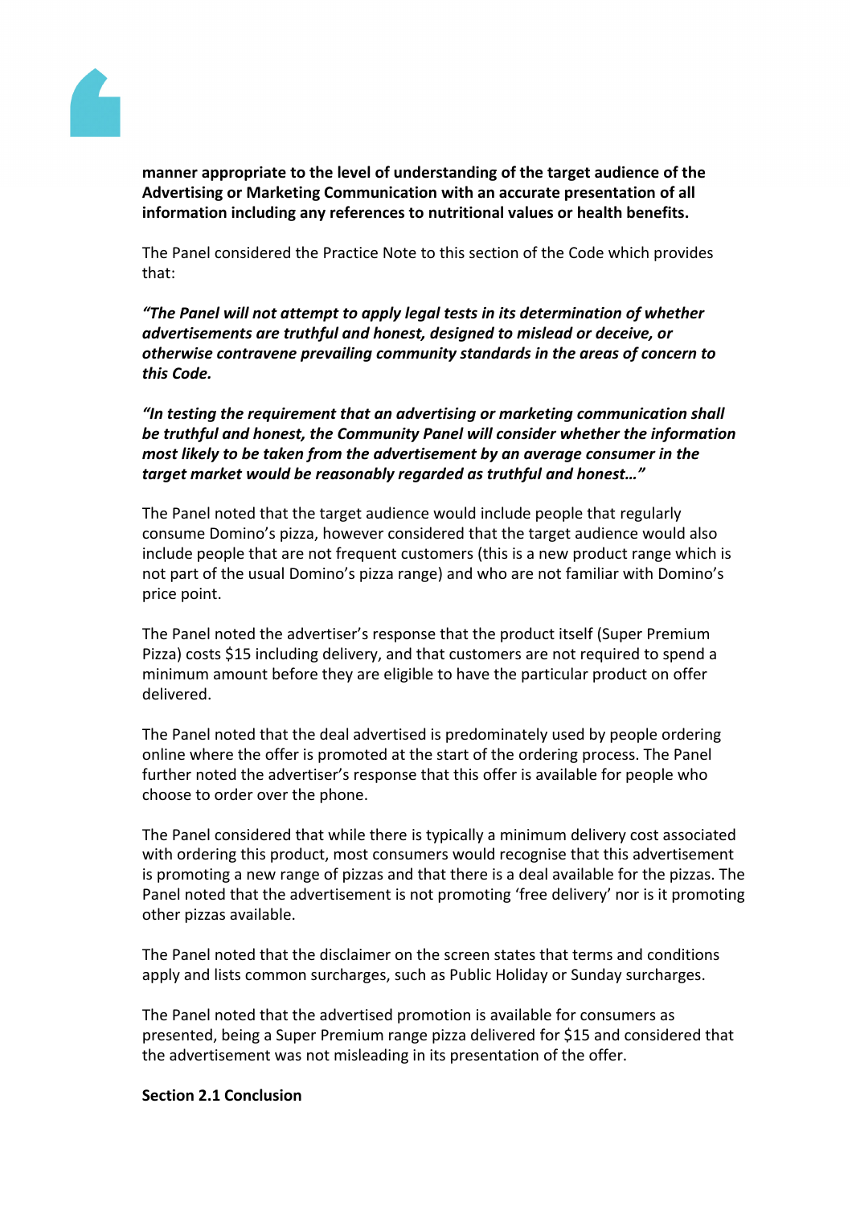**manner appropriate to the level of understanding of the target audience of the Advertising or Marketing Communication with an accurate presentation of all information including any references to nutritional values or health benefits.**

The Panel considered the Practice Note to this section of the Code which provides that:

***"The Panel will not attempt to apply legal tests in its determination of whether advertisements are truthful and honest, designed to mislead or deceive, or otherwise contravene prevailing community standards in the areas of concern to this Code.***

***"In testing the requirement that an advertising or marketing communication shall be truthful and honest, the Community Panel will consider whether the information most likely to be taken from the advertisement by an average consumer in the target market would be reasonably regarded as truthful and honest…"***

The Panel noted that the target audience would include people that regularly consume Domino's pizza, however considered that the target audience would also include people that are not frequent customers (this is a new product range which is not part of the usual Domino's pizza range) and who are not familiar with Domino's price point.

The Panel noted the advertiser's response that the product itself (Super Premium Pizza) costs $15 including delivery, and that customers are not required to spend a minimum amount before they are eligible to have the particular product on offer delivered.

The Panel noted that the deal advertised is predominately used by people ordering online where the offer is promoted at the start of the ordering process. The Panel further noted the advertiser's response that this offer is available for people who choose to order over the phone.

The Panel considered that while there is typically a minimum delivery cost associated with ordering this product, most consumers would recognise that this advertisement is promoting a new range of pizzas and that there is a deal available for the pizzas. The Panel noted that the advertisement is not promoting 'free delivery' nor is it promoting other pizzas available.

The Panel noted that the disclaimer on the screen states that terms and conditions apply and lists common surcharges, such as Public Holiday or Sunday surcharges.

The Panel noted that the advertised promotion is available for consumers as presented, being a Super Premium range pizza delivered for $15 and considered that the advertisement was not misleading in its presentation of the offer.

**Section 2.1 Conclusion**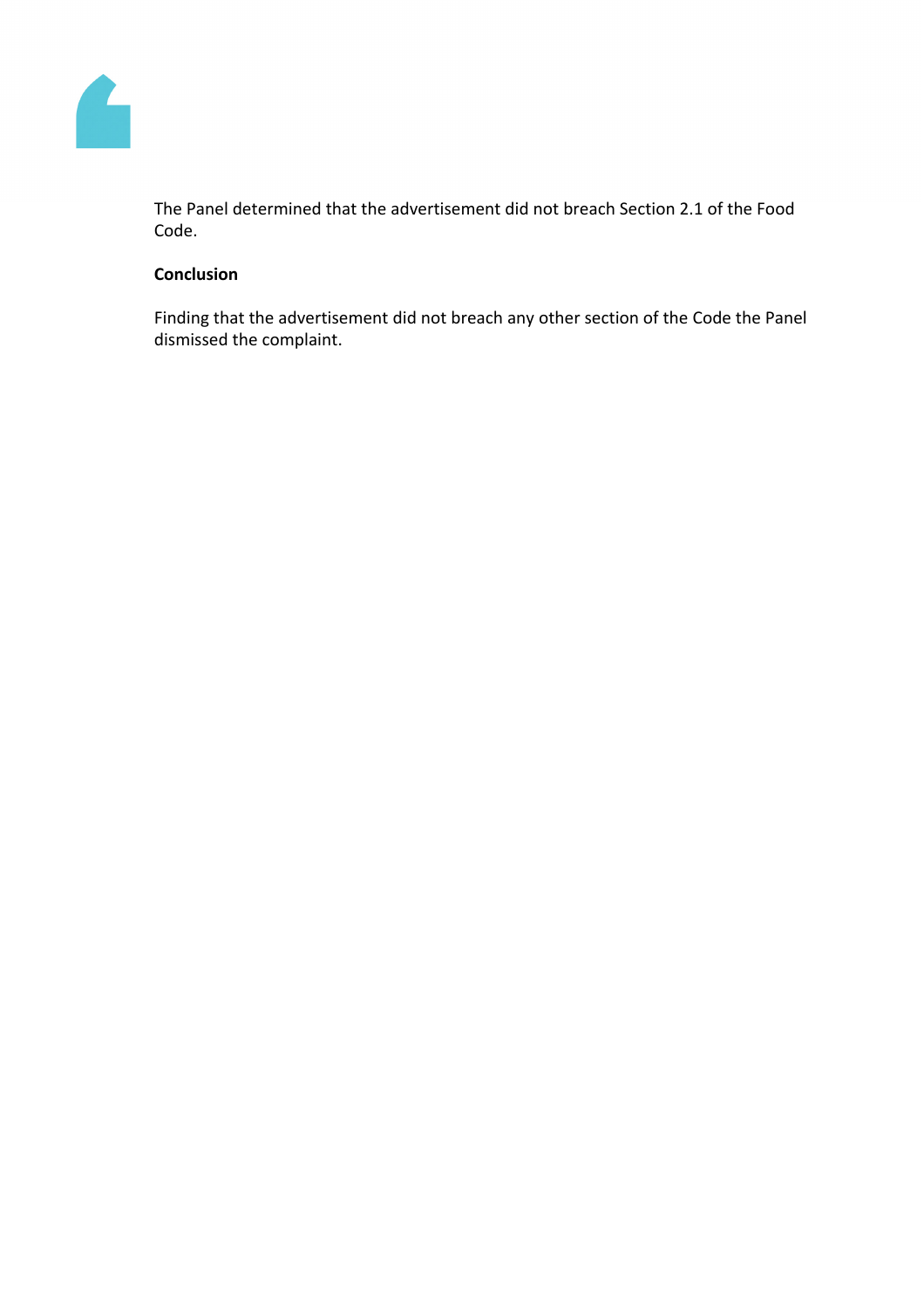The Panel determined that the advertisement did not breach Section 2.1 of the Food Code.

**Conclusion**

Finding that the advertisement did not breach any other section of the Code the Panel dismissed the complaint.